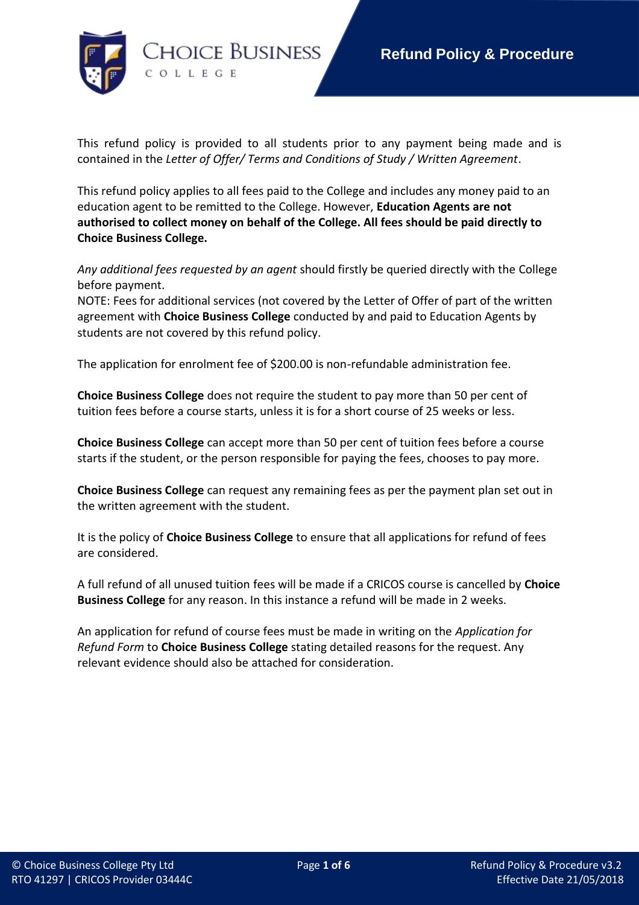# Refund Policy & Procedure

This refund policy is provided to all students prior to any payment being made and is contained in the *Letter of Offer/ Terms and Conditions of Study / Written Agreement*.

This refund policy applies to all fees paid to the College and includes any money paid to an education agent to be remitted to the College. However, **Education Agents are not authorised to collect money on behalf of the College. All fees should be paid directly to Choice Business College.**

*Any additional fees requested by an agent* should firstly be queried directly with the College before payment.
NOTE: Fees for additional services (not covered by the Letter of Offer of part of the written agreement with **Choice Business College** conducted by and paid to Education Agents by students are not covered by this refund policy.

The application for enrolment fee of $200.00 is non-refundable administration fee.

**Choice Business College** does not require the student to pay more than 50 per cent of tuition fees before a course starts, unless it is for a short course of 25 weeks or less.

**Choice Business College** can accept more than 50 per cent of tuition fees before a course starts if the student, or the person responsible for paying the fees, chooses to pay more.

**Choice Business College** can request any remaining fees as per the payment plan set out in the written agreement with the student.

It is the policy of **Choice Business College** to ensure that all applications for refund of fees are considered.

A full refund of all unused tuition fees will be made if a CRICOS course is cancelled by **Choice Business College** for any reason. In this instance a refund will be made in 2 weeks.

An application for refund of course fees must be made in writing on the *Application for Refund Form* to **Choice Business College** stating detailed reasons for the request. Any relevant evidence should also be attached for consideration.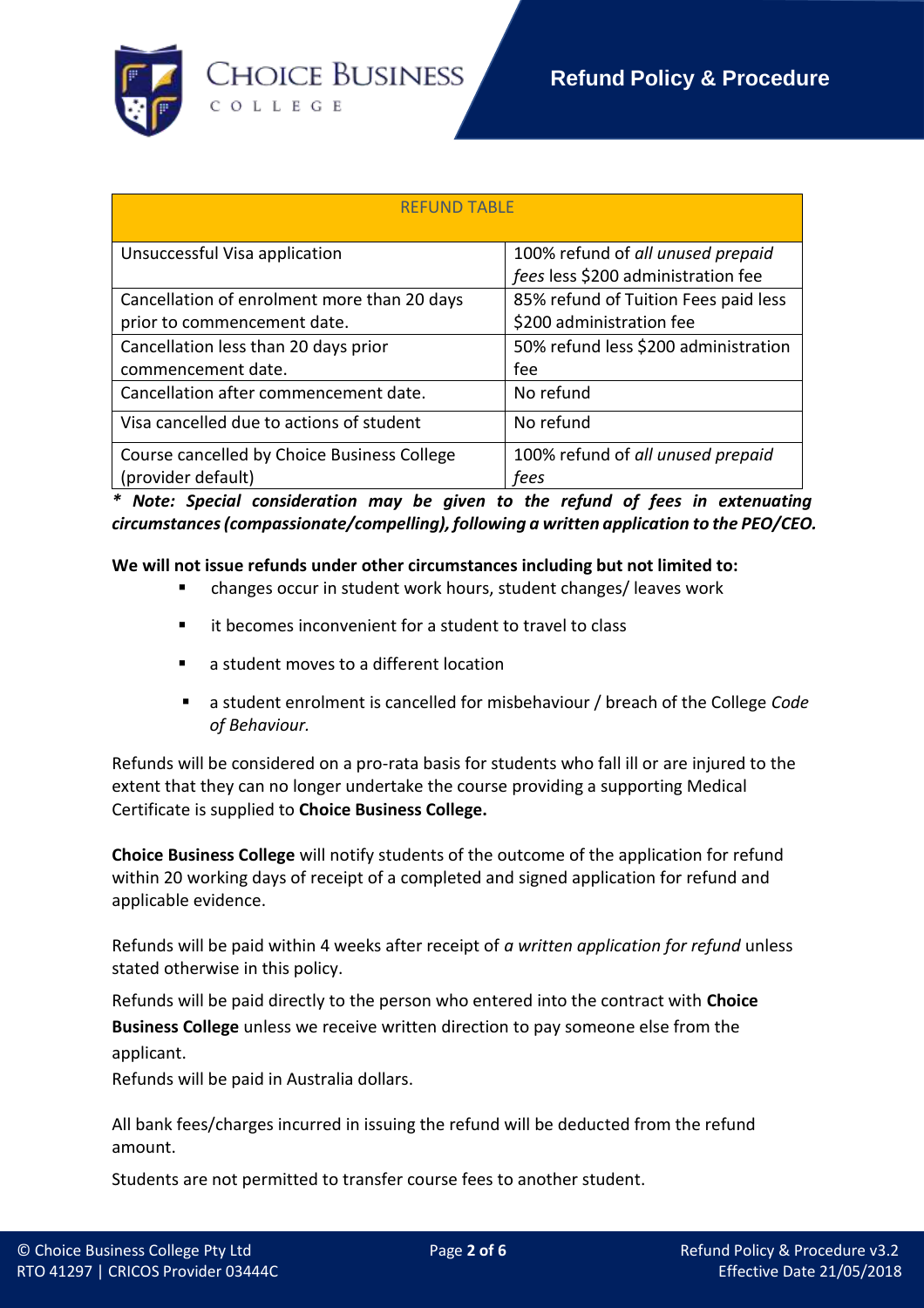| REFUND TABLE | |
|---|---|
| Unsuccessful Visa application | 100% refund of *all unused prepaid fees* less $200 administration fee |
| Cancellation of enrolment more than 20 days prior to commencement date. | 85% refund of Tuition Fees paid less $200 administration fee |
| Cancellation less than 20 days prior commencement date. | 50% refund less $200 administration fee |
| Cancellation after commencement date. | No refund |
| Visa cancelled due to actions of student | No refund |
| Course cancelled by Choice Business College (provider default) | 100% refund of *all unused prepaid fees* |

***\* Note: Special consideration may be given to the refund of fees in extenuating circumstances (compassionate/compelling), following a written application to the PEO/CEO.***

**We will not issue refunds under other circumstances including but not limited to:**

- changes occur in student work hours, student changes/ leaves work
- it becomes inconvenient for a student to travel to class
- a student moves to a different location
- a student enrolment is cancelled for misbehaviour / breach of the College *Code of Behaviour.*

Refunds will be considered on a pro-rata basis for students who fall ill or are injured to the extent that they can no longer undertake the course providing a supporting Medical Certificate is supplied to **Choice Business College.**

**Choice Business College** will notify students of the outcome of the application for refund within 20 working days of receipt of a completed and signed application for refund and applicable evidence.

Refunds will be paid within 4 weeks after receipt of *a written application for refund* unless stated otherwise in this policy.

Refunds will be paid directly to the person who entered into the contract with **Choice Business College** unless we receive written direction to pay someone else from the applicant.

Refunds will be paid in Australia dollars.

All bank fees/charges incurred in issuing the refund will be deducted from the refund amount.

Students are not permitted to transfer course fees to another student.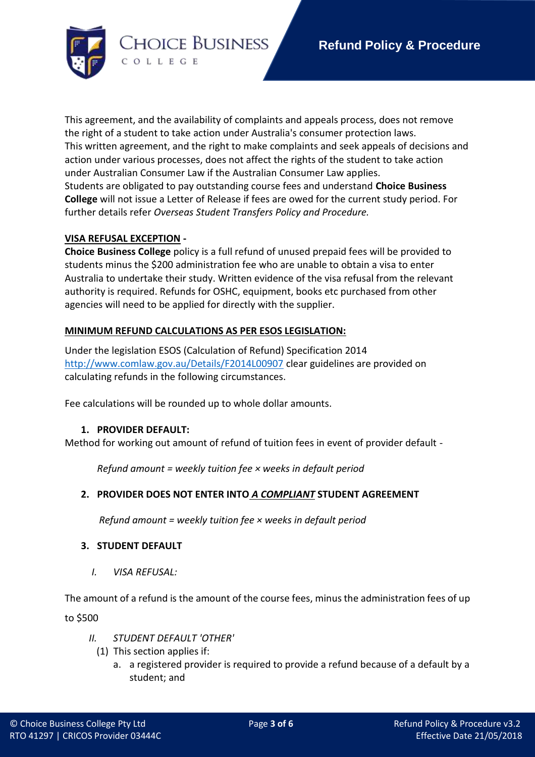This agreement, and the availability of complaints and appeals process, does not remove the right of a student to take action under Australia's consumer protection laws.
This written agreement, and the right to make complaints and seek appeals of decisions and action under various processes, does not affect the rights of the student to take action under Australian Consumer Law if the Australian Consumer Law applies.
Students are obligated to pay outstanding course fees and understand **Choice Business College** will not issue a Letter of Release if fees are owed for the current study period. For further details refer *Overseas Student Transfers Policy and Procedure.*

**<u>VISA REFUSAL EXCEPTION</u> -**
**Choice Business College** policy is a full refund of unused prepaid fees will be provided to students minus the $200 administration fee who are unable to obtain a visa to enter Australia to undertake their study. Written evidence of the visa refusal from the relevant authority is required. Refunds for OSHC, equipment, books etc purchased from other agencies will need to be applied for directly with the supplier.

**<u>MINIMUM REFUND CALCULATIONS AS PER ESOS LEGISLATION:</u>**

Under the legislation ESOS (Calculation of Refund) Specification 2014 [http://www.comlaw.gov.au/Details/F2014L00907](http://www.comlaw.gov.au/Details/F2014L00907) clear guidelines are provided on calculating refunds in the following circumstances.

Fee calculations will be rounded up to whole dollar amounts.

1. **PROVIDER DEFAULT:**

Method for working out amount of refund of tuition fees in event of provider default -

*Refund amount = weekly tuition fee × weeks in default period*

2. **PROVIDER DOES NOT ENTER INTO *<u>A COMPLIANT</u>* STUDENT AGREEMENT**

*Refund amount = weekly tuition fee × weeks in default period*

3. **STUDENT DEFAULT**

   I. *VISA REFUSAL:*

The amount of a refund is the amount of the course fees, minus the administration fees of up to $500

   II. *STUDENT DEFAULT 'OTHER'*

   (1) This section applies if:

      a. a registered provider is required to provide a refund because of a default by a student; and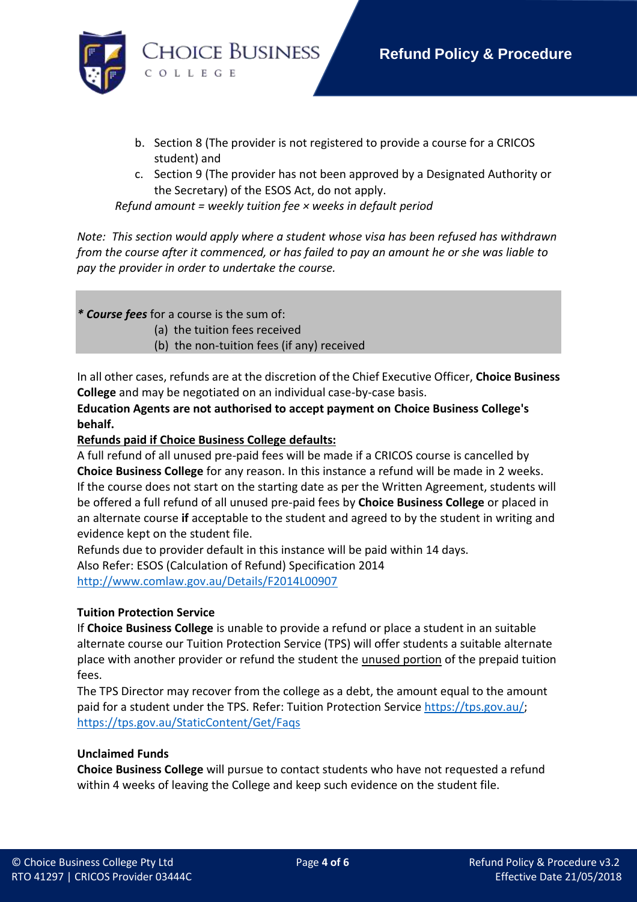b. Section 8 (The provider is not registered to provide a course for a CRICOS student) and
   c. Section 9 (The provider has not been approved by a Designated Authority or the Secretary) of the ESOS Act, do not apply.

*Refund amount = weekly tuition fee × weeks in default period*

*Note: This section would apply where a student whose visa has been refused has withdrawn from the course after it commenced, or has failed to pay an amount he or she was liable to pay the provider in order to undertake the course.*

***\* Course fees** for a course is the sum of:*
(a) the tuition fees received
(b) the non-tuition fees (if any) received

In all other cases, refunds are at the discretion of the Chief Executive Officer, **Choice Business College** and may be negotiated on an individual case-by-case basis.

**Education Agents are not authorised to accept payment on Choice Business College's behalf.**

**Refunds paid if Choice Business College defaults:**

A full refund of all unused pre-paid fees will be made if a CRICOS course is cancelled by **Choice Business College** for any reason. In this instance a refund will be made in 2 weeks.

If the course does not start on the starting date as per the Written Agreement, students will be offered a full refund of all unused pre-paid fees by **Choice Business College** or placed in an alternate course **if** acceptable to the student and agreed to by the student in writing and evidence kept on the student file.

Refunds due to provider default in this instance will be paid within 14 days.

Also Refer: ESOS (Calculation of Refund) Specification 2014
http://www.comlaw.gov.au/Details/F2014L00907

**Tuition Protection Service**

If **Choice Business College** is unable to provide a refund or place a student in an suitable alternate course our Tuition Protection Service (TPS) will offer students a suitable alternate place with another provider or refund the student the unused portion of the prepaid tuition fees.

The TPS Director may recover from the college as a debt, the amount equal to the amount paid for a student under the TPS. Refer: Tuition Protection Service https://tps.gov.au/; https://tps.gov.au/StaticContent/Get/Faqs

**Unclaimed Funds**

**Choice Business College** will pursue to contact students who have not requested a refund within 4 weeks of leaving the College and keep such evidence on the student file.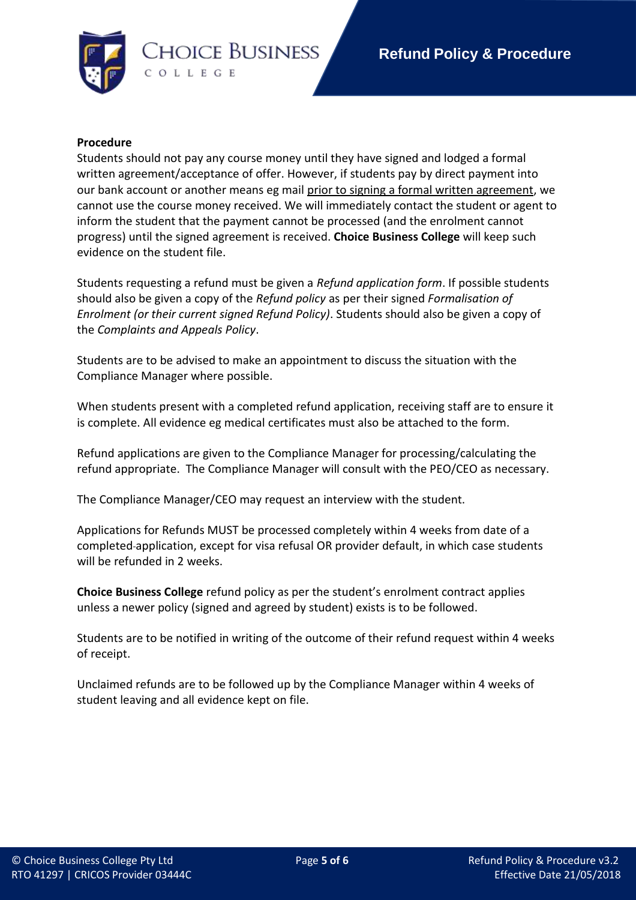**Procedure**

Students should not pay any course money until they have signed and lodged a formal written agreement/acceptance of offer. However, if students pay by direct payment into our bank account or another means eg mail prior to signing a formal written agreement, we cannot use the course money received. We will immediately contact the student or agent to inform the student that the payment cannot be processed (and the enrolment cannot progress) until the signed agreement is received. **Choice Business College** will keep such evidence on the student file.

Students requesting a refund must be given a *Refund application form*. If possible students should also be given a copy of the *Refund policy* as per their signed *Formalisation of Enrolment (or their current signed Refund Policy)*. Students should also be given a copy of the *Complaints and Appeals Policy*.

Students are to be advised to make an appointment to discuss the situation with the Compliance Manager where possible.

When students present with a completed refund application, receiving staff are to ensure it is complete. All evidence eg medical certificates must also be attached to the form.

Refund applications are given to the Compliance Manager for processing/calculating the refund appropriate. The Compliance Manager will consult with the PEO/CEO as necessary.

The Compliance Manager/CEO may request an interview with the student.

Applications for Refunds MUST be processed completely within 4 weeks from date of a completed application, except for visa refusal OR provider default, in which case students will be refunded in 2 weeks.

**Choice Business College** refund policy as per the student's enrolment contract applies unless a newer policy (signed and agreed by student) exists is to be followed.

Students are to be notified in writing of the outcome of their refund request within 4 weeks of receipt.

Unclaimed refunds are to be followed up by the Compliance Manager within 4 weeks of student leaving and all evidence kept on file.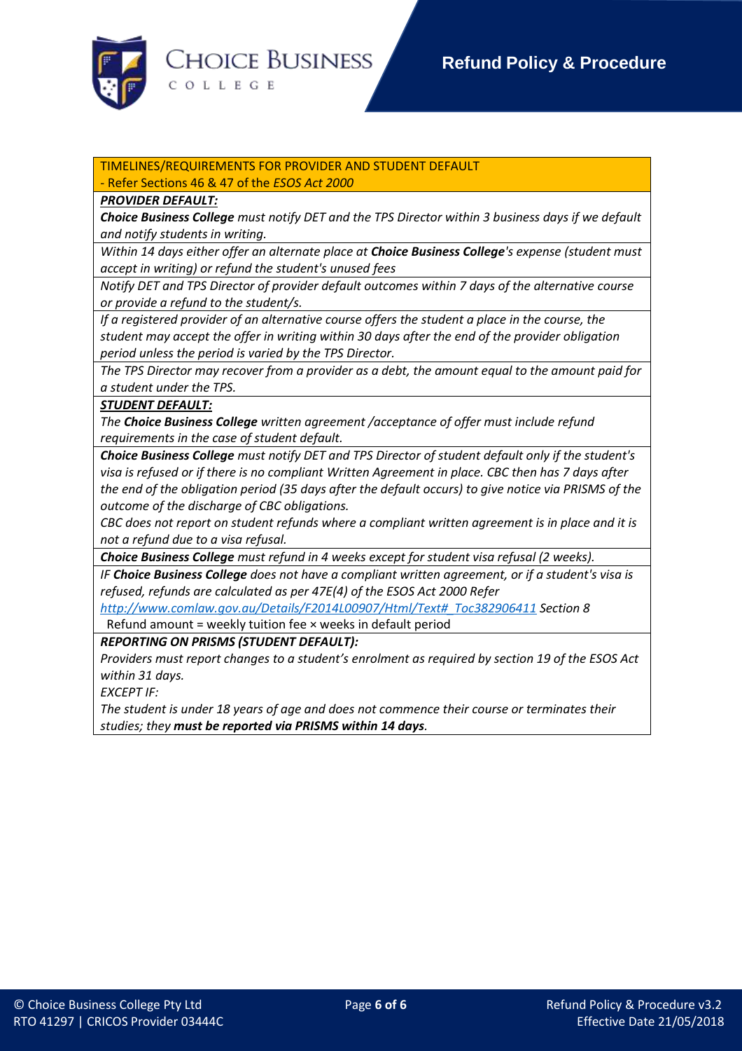| TIMELINES/REQUIREMENTS FOR PROVIDER AND STUDENT DEFAULT<br>- Refer Sections 46 & 47 of the *ESOS Act 2000* |
| --- |
| ***PROVIDER DEFAULT:***<br>***Choice Business College*** *must notify DET and the TPS Director within 3 business days if we default and notify students in writing.* |
| *Within 14 days either offer an alternate place at* ***Choice Business College****'s expense (student must accept in writing) or refund the student's unused fees* |
| *Notify DET and TPS Director of provider default outcomes within 7 days of the alternative course or provide a refund to the student/s.* |
| *If a registered provider of an alternative course offers the student a place in the course, the student may accept the offer in writing within 30 days after the end of the provider obligation period unless the period is varied by the TPS Director.* |
| *The TPS Director may recover from a provider as a debt, the amount equal to the amount paid for a student under the TPS.* |
| ***STUDENT DEFAULT:***<br>*The* ***Choice Business College*** *written agreement /acceptance of offer must include refund requirements in the case of student default.* |
| ***Choice Business College*** *must notify DET and TPS Director of student default only if the student's visa is refused or if there is no compliant Written Agreement in place. CBC then has 7 days after the end of the obligation period (35 days after the default occurs) to give notice via PRISMS of the outcome of the discharge of CBC obligations.*<br>*CBC does not report on student refunds where a compliant written agreement is in place and it is not a refund due to a visa refusal.* |
| ***Choice Business College*** *must refund in 4 weeks except for student visa refusal (2 weeks).* |
| *IF* ***Choice Business College*** *does not have a compliant written agreement, or if a student's visa is refused, refunds are calculated as per 47E(4) of the ESOS Act 2000 Refer* *http://www.comlaw.gov.au/Details/F2014L00907/Html/Text#_Toc382906411* *Section 8*<br>Refund amount = weekly tuition fee × weeks in default period |
| ***REPORTING ON PRISMS (STUDENT DEFAULT):***<br>*Providers must report changes to a student's enrolment as required by section 19 of the ESOS Act within 31 days.*<br>*EXCEPT IF:*<br>*The student is under 18 years of age and does not commence their course or terminates their studies; they* ***must be reported via PRISMS within 14 days****.* |